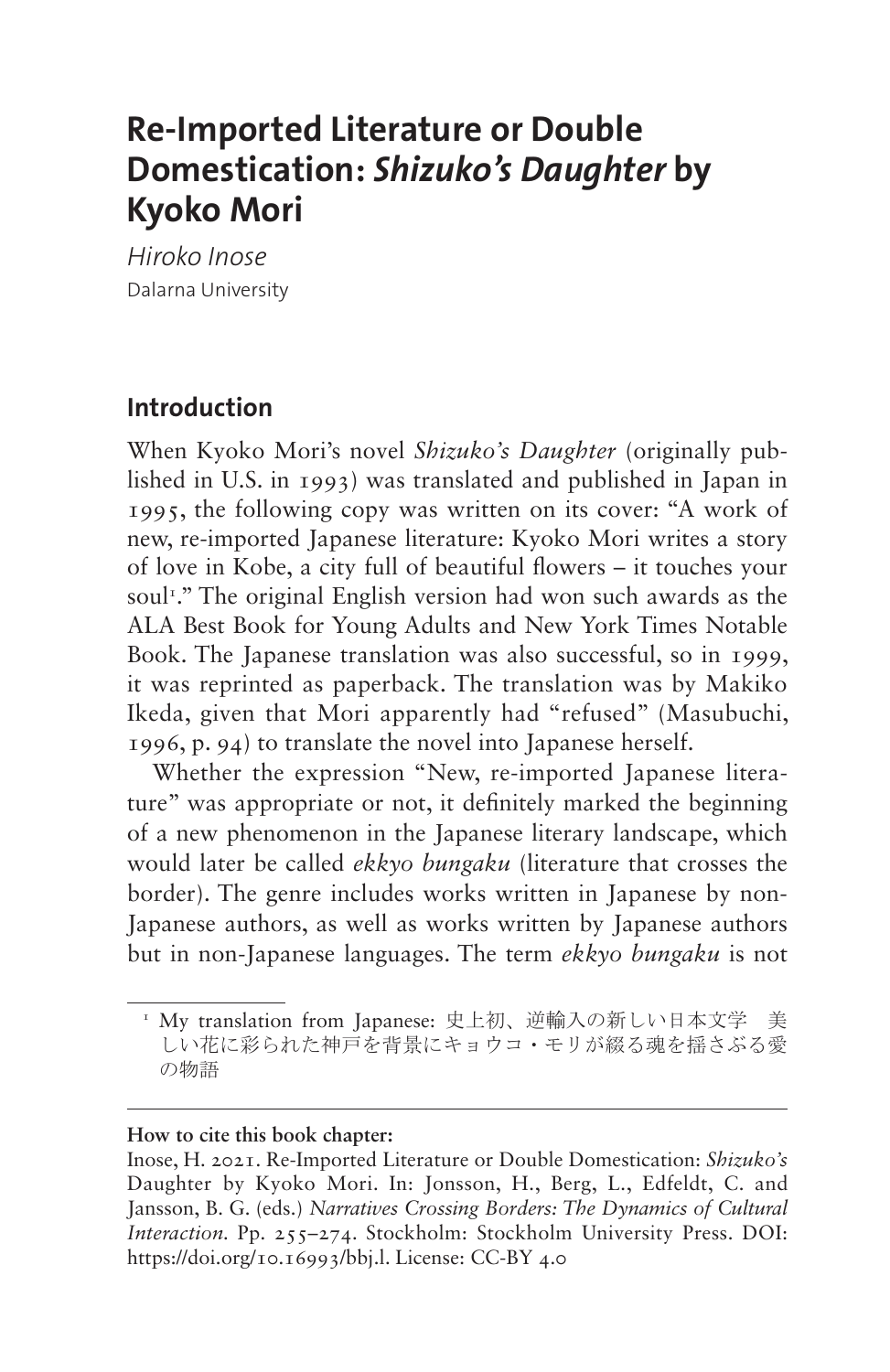# Re-Imported Literature or Double Domestication: *Shizuko's Daughter* by Kyoko Mori

*Hiroko Inose*
Dalarna University

## Introduction

When Kyoko Mori's novel *Shizuko's Daughter* (originally published in U.S. in 1993) was translated and published in Japan in 1995, the following copy was written on its cover: "A work of new, re-imported Japanese literature: Kyoko Mori writes a story of love in Kobe, a city full of beautiful flowers – it touches your soul[1]." The original English version had won such awards as the ALA Best Book for Young Adults and New York Times Notable Book. The Japanese translation was also successful, so in 1999, it was reprinted as paperback. The translation was by Makiko Ikeda, given that Mori apparently had "refused" (Masubuchi, 1996, p. 94) to translate the novel into Japanese herself.

Whether the expression "New, re-imported Japanese literature" was appropriate or not, it definitely marked the beginning of a new phenomenon in the Japanese literary landscape, which would later be called *ekkyo bungaku* (literature that crosses the border). The genre includes works written in Japanese by non-Japanese authors, as well as works written by Japanese authors but in non-Japanese languages. The term *ekkyo bungaku* is not

[1] My translation from Japanese: 史上初、逆輸入の新しい日本文学　美しい花に彩られた神戸を背景にキョウコ・モリが綴る魂を揺さぶる愛の物語

**How to cite this book chapter:**

Inose, H. 2021. Re-Imported Literature or Double Domestication: *Shizuko's* Daughter by Kyoko Mori. In: Jonsson, H., Berg, L., Edfeldt, C. and Jansson, B. G. (eds.) *Narratives Crossing Borders: The Dynamics of Cultural Interaction*. Pp. 255–274. Stockholm: Stockholm University Press. DOI: https://doi.org/10.16993/bbj.l. License: CC-BY 4.0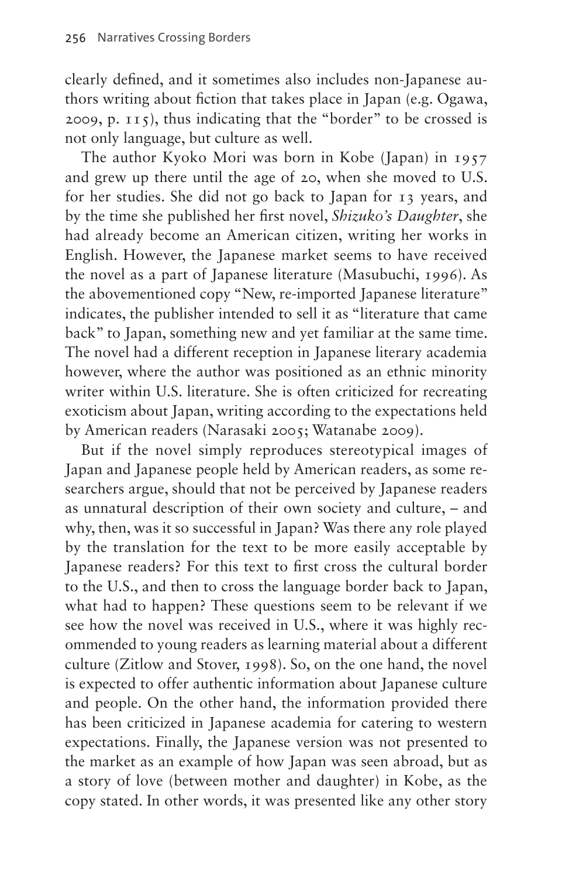clearly defined, and it sometimes also includes non-Japanese authors writing about fiction that takes place in Japan (e.g. Ogawa, 2009, p. 115), thus indicating that the "border" to be crossed is not only language, but culture as well.

The author Kyoko Mori was born in Kobe (Japan) in 1957 and grew up there until the age of 20, when she moved to U.S. for her studies. She did not go back to Japan for 13 years, and by the time she published her first novel, *Shizuko's Daughter*, she had already become an American citizen, writing her works in English. However, the Japanese market seems to have received the novel as a part of Japanese literature (Masubuchi, 1996). As the abovementioned copy "New, re-imported Japanese literature" indicates, the publisher intended to sell it as "literature that came back" to Japan, something new and yet familiar at the same time. The novel had a different reception in Japanese literary academia however, where the author was positioned as an ethnic minority writer within U.S. literature. She is often criticized for recreating exoticism about Japan, writing according to the expectations held by American readers (Narasaki 2005; Watanabe 2009).

But if the novel simply reproduces stereotypical images of Japan and Japanese people held by American readers, as some researchers argue, should that not be perceived by Japanese readers as unnatural description of their own society and culture, – and why, then, was it so successful in Japan? Was there any role played by the translation for the text to be more easily acceptable by Japanese readers? For this text to first cross the cultural border to the U.S., and then to cross the language border back to Japan, what had to happen? These questions seem to be relevant if we see how the novel was received in U.S., where it was highly recommended to young readers as learning material about a different culture (Zitlow and Stover, 1998). So, on the one hand, the novel is expected to offer authentic information about Japanese culture and people. On the other hand, the information provided there has been criticized in Japanese academia for catering to western expectations. Finally, the Japanese version was not presented to the market as an example of how Japan was seen abroad, but as a story of love (between mother and daughter) in Kobe, as the copy stated. In other words, it was presented like any other story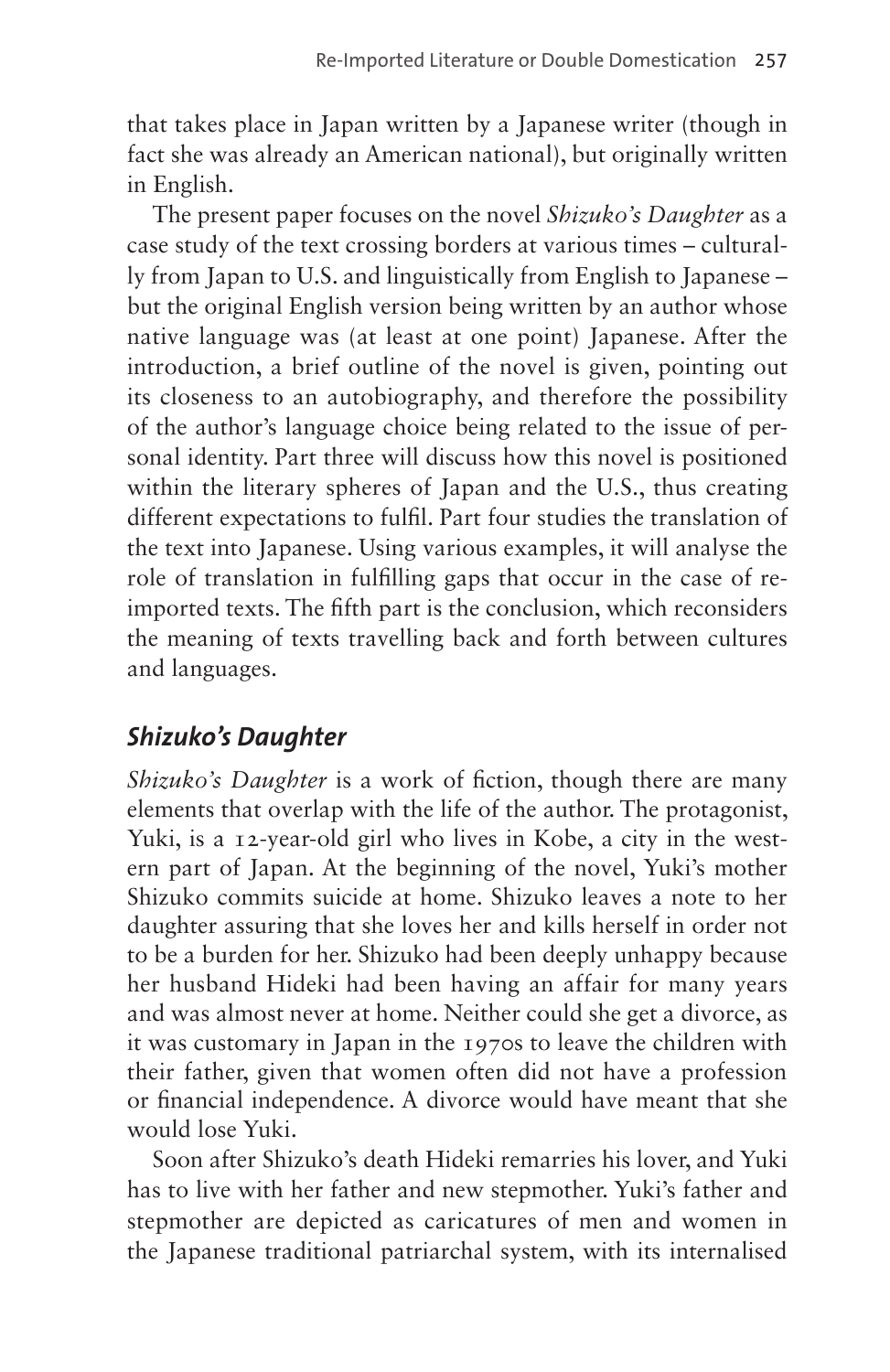that takes place in Japan written by a Japanese writer (though in fact she was already an American national), but originally written in English.

The present paper focuses on the novel *Shizuko's Daughter* as a case study of the text crossing borders at various times – culturally from Japan to U.S. and linguistically from English to Japanese – but the original English version being written by an author whose native language was (at least at one point) Japanese. After the introduction, a brief outline of the novel is given, pointing out its closeness to an autobiography, and therefore the possibility of the author's language choice being related to the issue of personal identity. Part three will discuss how this novel is positioned within the literary spheres of Japan and the U.S., thus creating different expectations to fulfil. Part four studies the translation of the text into Japanese. Using various examples, it will analyse the role of translation in fulfilling gaps that occur in the case of re-imported texts. The fifth part is the conclusion, which reconsiders the meaning of texts travelling back and forth between cultures and languages.

## *Shizuko's Daughter*

*Shizuko's Daughter* is a work of fiction, though there are many elements that overlap with the life of the author. The protagonist, Yuki, is a 12-year-old girl who lives in Kobe, a city in the western part of Japan. At the beginning of the novel, Yuki's mother Shizuko commits suicide at home. Shizuko leaves a note to her daughter assuring that she loves her and kills herself in order not to be a burden for her. Shizuko had been deeply unhappy because her husband Hideki had been having an affair for many years and was almost never at home. Neither could she get a divorce, as it was customary in Japan in the 1970s to leave the children with their father, given that women often did not have a profession or financial independence. A divorce would have meant that she would lose Yuki.

Soon after Shizuko's death Hideki remarries his lover, and Yuki has to live with her father and new stepmother. Yuki's father and stepmother are depicted as caricatures of men and women in the Japanese traditional patriarchal system, with its internalised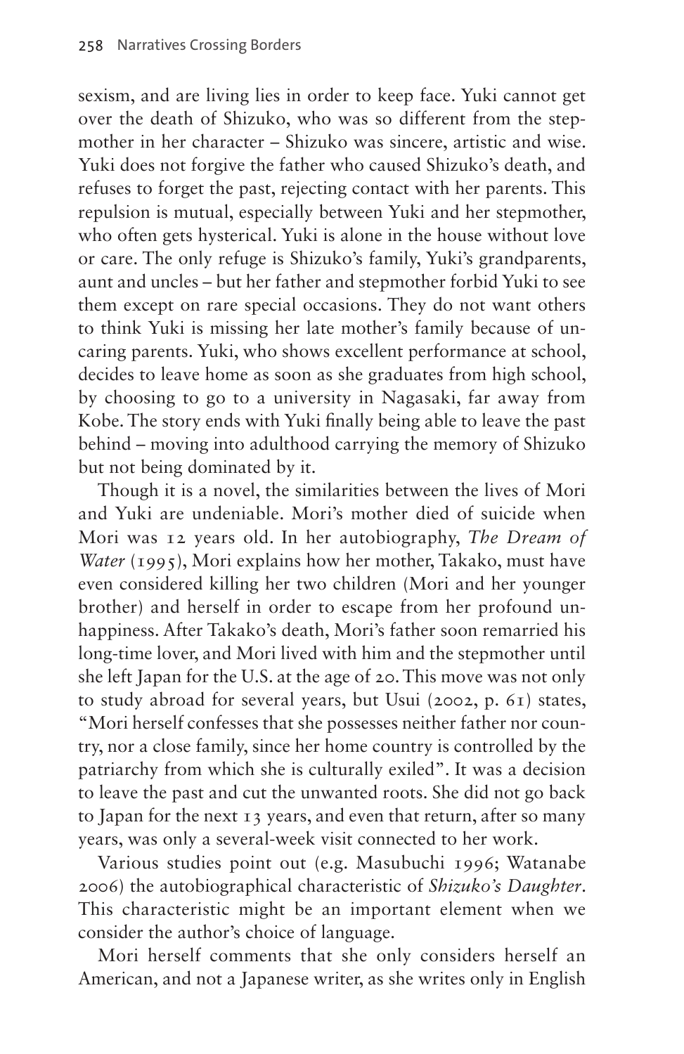sexism, and are living lies in order to keep face. Yuki cannot get over the death of Shizuko, who was so different from the stepmother in her character – Shizuko was sincere, artistic and wise. Yuki does not forgive the father who caused Shizuko's death, and refuses to forget the past, rejecting contact with her parents. This repulsion is mutual, especially between Yuki and her stepmother, who often gets hysterical. Yuki is alone in the house without love or care. The only refuge is Shizuko's family, Yuki's grandparents, aunt and uncles – but her father and stepmother forbid Yuki to see them except on rare special occasions. They do not want others to think Yuki is missing her late mother's family because of uncaring parents. Yuki, who shows excellent performance at school, decides to leave home as soon as she graduates from high school, by choosing to go to a university in Nagasaki, far away from Kobe. The story ends with Yuki finally being able to leave the past behind – moving into adulthood carrying the memory of Shizuko but not being dominated by it.

Though it is a novel, the similarities between the lives of Mori and Yuki are undeniable. Mori's mother died of suicide when Mori was 12 years old. In her autobiography, *The Dream of Water* (1995), Mori explains how her mother, Takako, must have even considered killing her two children (Mori and her younger brother) and herself in order to escape from her profound unhappiness. After Takako's death, Mori's father soon remarried his long-time lover, and Mori lived with him and the stepmother until she left Japan for the U.S. at the age of 20. This move was not only to study abroad for several years, but Usui (2002, p. 61) states, "Mori herself confesses that she possesses neither father nor country, nor a close family, since her home country is controlled by the patriarchy from which she is culturally exiled". It was a decision to leave the past and cut the unwanted roots. She did not go back to Japan for the next 13 years, and even that return, after so many years, was only a several-week visit connected to her work.

Various studies point out (e.g. Masubuchi 1996; Watanabe 2006) the autobiographical characteristic of *Shizuko's Daughter*. This characteristic might be an important element when we consider the author's choice of language.

Mori herself comments that she only considers herself an American, and not a Japanese writer, as she writes only in English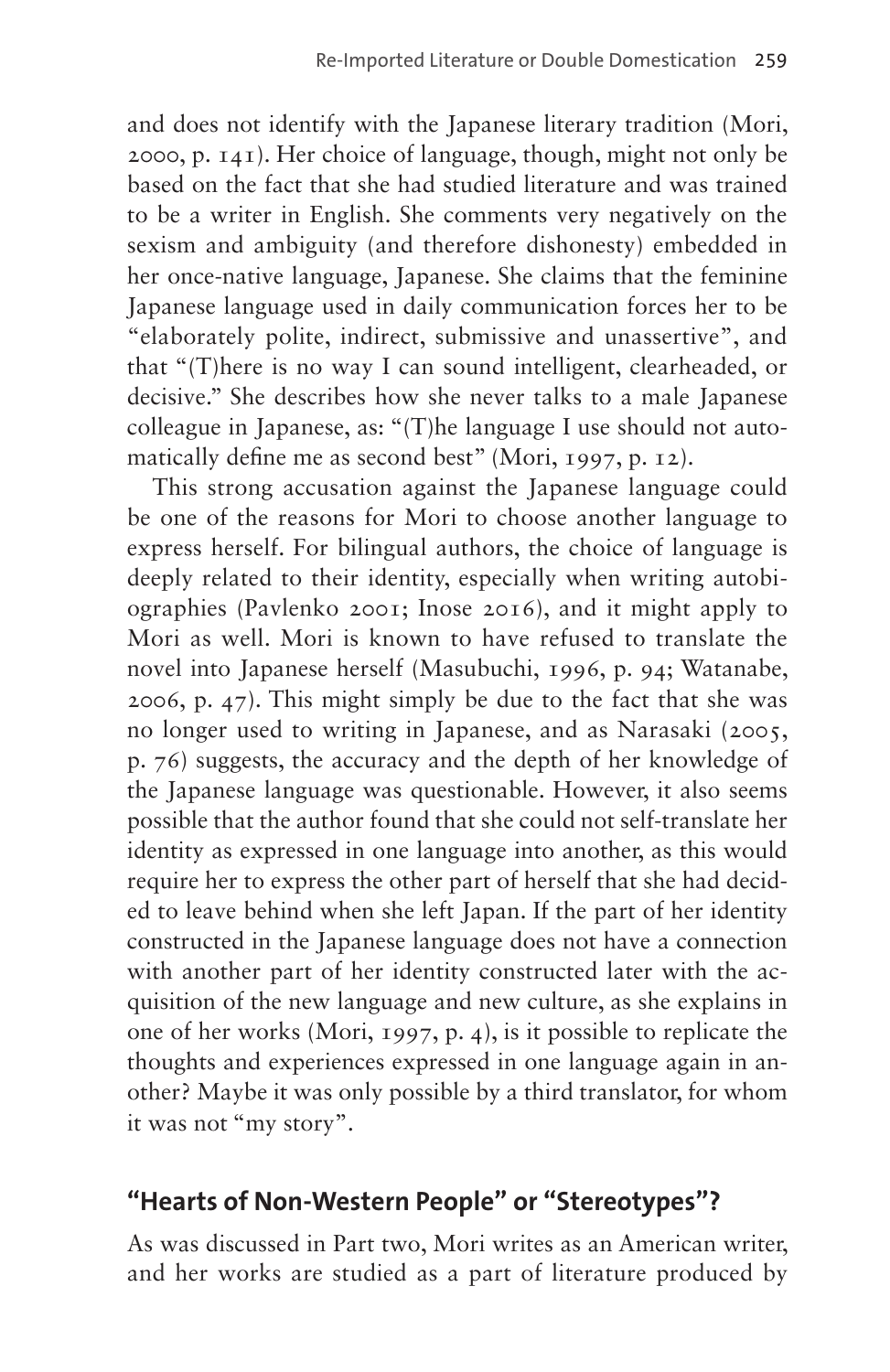and does not identify with the Japanese literary tradition (Mori, 2000, p. 141). Her choice of language, though, might not only be based on the fact that she had studied literature and was trained to be a writer in English. She comments very negatively on the sexism and ambiguity (and therefore dishonesty) embedded in her once-native language, Japanese. She claims that the feminine Japanese language used in daily communication forces her to be "elaborately polite, indirect, submissive and unassertive", and that "(T)here is no way I can sound intelligent, clearheaded, or decisive." She describes how she never talks to a male Japanese colleague in Japanese, as: "(T)he language I use should not automatically define me as second best" (Mori, 1997, p. 12).

This strong accusation against the Japanese language could be one of the reasons for Mori to choose another language to express herself. For bilingual authors, the choice of language is deeply related to their identity, especially when writing autobiographies (Pavlenko 2001; Inose 2016), and it might apply to Mori as well. Mori is known to have refused to translate the novel into Japanese herself (Masubuchi, 1996, p. 94; Watanabe, 2006, p. 47). This might simply be due to the fact that she was no longer used to writing in Japanese, and as Narasaki (2005, p. 76) suggests, the accuracy and the depth of her knowledge of the Japanese language was questionable. However, it also seems possible that the author found that she could not self-translate her identity as expressed in one language into another, as this would require her to express the other part of herself that she had decided to leave behind when she left Japan. If the part of her identity constructed in the Japanese language does not have a connection with another part of her identity constructed later with the acquisition of the new language and new culture, as she explains in one of her works (Mori, 1997, p. 4), is it possible to replicate the thoughts and experiences expressed in one language again in another? Maybe it was only possible by a third translator, for whom it was not "my story".

## "Hearts of Non-Western People" or "Stereotypes"?

As was discussed in Part two, Mori writes as an American writer, and her works are studied as a part of literature produced by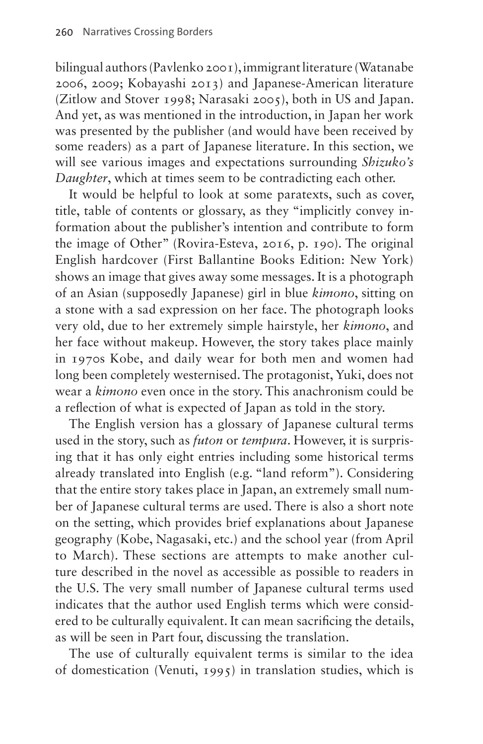bilingual authors (Pavlenko 2001), immigrant literature (Watanabe 2006, 2009; Kobayashi 2013) and Japanese-American literature (Zitlow and Stover 1998; Narasaki 2005), both in US and Japan. And yet, as was mentioned in the introduction, in Japan her work was presented by the publisher (and would have been received by some readers) as a part of Japanese literature. In this section, we will see various images and expectations surrounding *Shizuko's Daughter*, which at times seem to be contradicting each other.

It would be helpful to look at some paratexts, such as cover, title, table of contents or glossary, as they "implicitly convey information about the publisher's intention and contribute to form the image of Other" (Rovira-Esteva, 2016, p. 190). The original English hardcover (First Ballantine Books Edition: New York) shows an image that gives away some messages. It is a photograph of an Asian (supposedly Japanese) girl in blue *kimono*, sitting on a stone with a sad expression on her face. The photograph looks very old, due to her extremely simple hairstyle, her *kimono*, and her face without makeup. However, the story takes place mainly in 1970s Kobe, and daily wear for both men and women had long been completely westernised. The protagonist, Yuki, does not wear a *kimono* even once in the story. This anachronism could be a reflection of what is expected of Japan as told in the story.

The English version has a glossary of Japanese cultural terms used in the story, such as *futon* or *tempura*. However, it is surprising that it has only eight entries including some historical terms already translated into English (e.g. "land reform"). Considering that the entire story takes place in Japan, an extremely small number of Japanese cultural terms are used. There is also a short note on the setting, which provides brief explanations about Japanese geography (Kobe, Nagasaki, etc.) and the school year (from April to March). These sections are attempts to make another culture described in the novel as accessible as possible to readers in the U.S. The very small number of Japanese cultural terms used indicates that the author used English terms which were considered to be culturally equivalent. It can mean sacrificing the details, as will be seen in Part four, discussing the translation.

The use of culturally equivalent terms is similar to the idea of domestication (Venuti, 1995) in translation studies, which is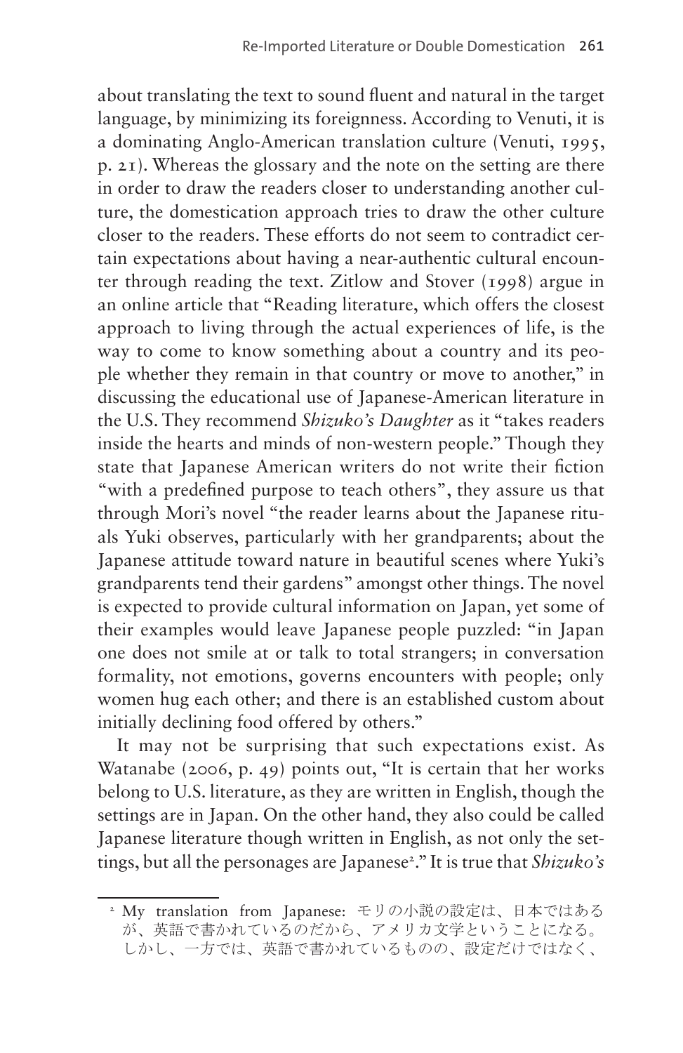about translating the text to sound fluent and natural in the target language, by minimizing its foreignness. According to Venuti, it is a dominating Anglo-American translation culture (Venuti, 1995, p. 21). Whereas the glossary and the note on the setting are there in order to draw the readers closer to understanding another culture, the domestication approach tries to draw the other culture closer to the readers. These efforts do not seem to contradict certain expectations about having a near-authentic cultural encounter through reading the text. Zitlow and Stover (1998) argue in an online article that "Reading literature, which offers the closest approach to living through the actual experiences of life, is the way to come to know something about a country and its people whether they remain in that country or move to another," in discussing the educational use of Japanese-American literature in the U.S. They recommend *Shizuko's Daughter* as it "takes readers inside the hearts and minds of non-western people." Though they state that Japanese American writers do not write their fiction "with a predefined purpose to teach others", they assure us that through Mori's novel "the reader learns about the Japanese rituals Yuki observes, particularly with her grandparents; about the Japanese attitude toward nature in beautiful scenes where Yuki's grandparents tend their gardens" amongst other things. The novel is expected to provide cultural information on Japan, yet some of their examples would leave Japanese people puzzled: "in Japan one does not smile at or talk to total strangers; in conversation formality, not emotions, governs encounters with people; only women hug each other; and there is an established custom about initially declining food offered by others."

It may not be surprising that such expectations exist. As Watanabe (2006, p. 49) points out, "It is certain that her works belong to U.S. literature, as they are written in English, though the settings are in Japan. On the other hand, they also could be called Japanese literature though written in English, as not only the settings, but all the personages are Japanese[2]." It is true that *Shizuko's*

[2] My translation from Japanese: モリの小説の設定は、日本ではあるが、英語で書かれているのだから、アメリカ文学ということになる。しかし、一方では、英語で書かれているものの、設定だけではなく、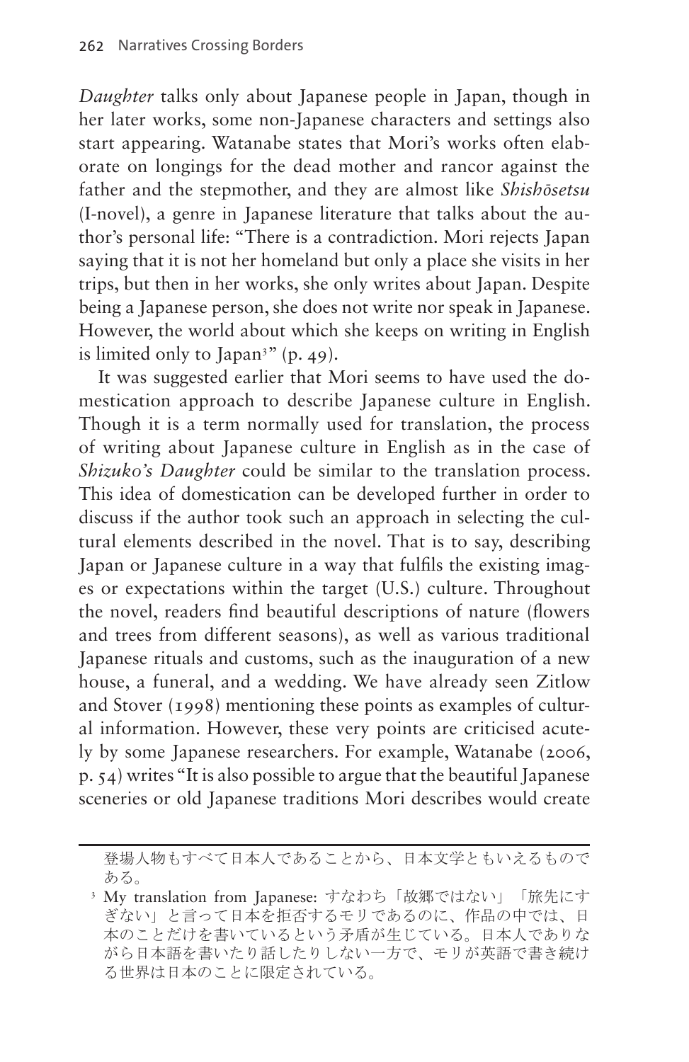*Daughter* talks only about Japanese people in Japan, though in her later works, some non-Japanese characters and settings also start appearing. Watanabe states that Mori's works often elaborate on longings for the dead mother and rancor against the father and the stepmother, and they are almost like *Shishōsetsu* (I-novel), a genre in Japanese literature that talks about the author's personal life: "There is a contradiction. Mori rejects Japan saying that it is not her homeland but only a place she visits in her trips, but then in her works, she only writes about Japan. Despite being a Japanese person, she does not write nor speak in Japanese. However, the world about which she keeps on writing in English is limited only to Japan[3]" (p. 49).

It was suggested earlier that Mori seems to have used the domestication approach to describe Japanese culture in English. Though it is a term normally used for translation, the process of writing about Japanese culture in English as in the case of *Shizuko's Daughter* could be similar to the translation process. This idea of domestication can be developed further in order to discuss if the author took such an approach in selecting the cultural elements described in the novel. That is to say, describing Japan or Japanese culture in a way that fulfils the existing images or expectations within the target (U.S.) culture. Throughout the novel, readers find beautiful descriptions of nature (flowers and trees from different seasons), as well as various traditional Japanese rituals and customs, such as the inauguration of a new house, a funeral, and a wedding. We have already seen Zitlow and Stover (1998) mentioning these points as examples of cultural information. However, these very points are criticised acutely by some Japanese researchers. For example, Watanabe (2006, p. 54) writes "It is also possible to argue that the beautiful Japanese sceneries or old Japanese traditions Mori describes would create

---

登場人物もすべて日本人であることから、日本文学ともいえるものである。

[3] My translation from Japanese: すなわち「故郷ではない」「旅先にすぎない」と言って日本を拒否するモリであるのに、作品の中では、日本のことだけを書いているという矛盾が生じている。日本人でありながら日本語を書いたり話したりしない一方で、モリが英語で書き続ける世界は日本のことに限定されている。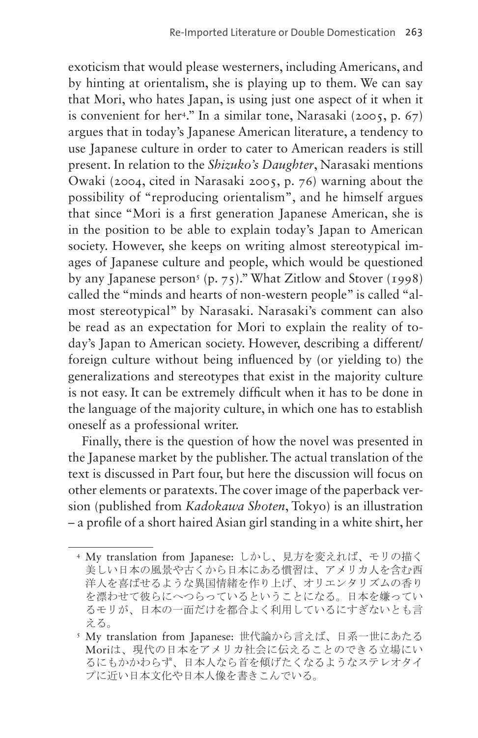exoticism that would please westerners, including Americans, and by hinting at orientalism, she is playing up to them. We can say that Mori, who hates Japan, is using just one aspect of it when it is convenient for her[4]." In a similar tone, Narasaki (2005, p. 67) argues that in today's Japanese American literature, a tendency to use Japanese culture in order to cater to American readers is still present. In relation to the *Shizuko's Daughter*, Narasaki mentions Owaki (2004, cited in Narasaki 2005, p. 76) warning about the possibility of "reproducing orientalism", and he himself argues that since "Mori is a first generation Japanese American, she is in the position to be able to explain today's Japan to American society. However, she keeps on writing almost stereotypical images of Japanese culture and people, which would be questioned by any Japanese person[5] (p. 75)." What Zitlow and Stover (1998) called the "minds and hearts of non-western people" is called "almost stereotypical" by Narasaki. Narasaki's comment can also be read as an expectation for Mori to explain the reality of today's Japan to American society. However, describing a different/foreign culture without being influenced by (or yielding to) the generalizations and stereotypes that exist in the majority culture is not easy. It can be extremely difficult when it has to be done in the language of the majority culture, in which one has to establish oneself as a professional writer.

Finally, there is the question of how the novel was presented in the Japanese market by the publisher. The actual translation of the text is discussed in Part four, but here the discussion will focus on other elements or paratexts. The cover image of the paperback version (published from *Kadokawa Shoten*, Tokyo) is an illustration – a profile of a short haired Asian girl standing in a white shirt, her

---

[4] My translation from Japanese: しかし、見方を変えれば、モリの描く美しい日本の風景や古くから日本にある慣習は、アメリカ人を含む西洋人を喜ばせるような異国情緒を作り上げ、オリエンタリズムの香りを漂わせて彼らにへつらっているということになる。日本を嫌っているモリが、日本の一面だけを都合よく利用しているにすぎないとも言える。

[5] My translation from Japanese: 世代論から言えば、日系一世にあたるMoriは、現代の日本をアメリカ社会に伝えることのできる立場にいるにもかかわらず、日本人なら首を傾げたくなるようなステレオタイプに近い日本文化や日本人像を書きこんでいる。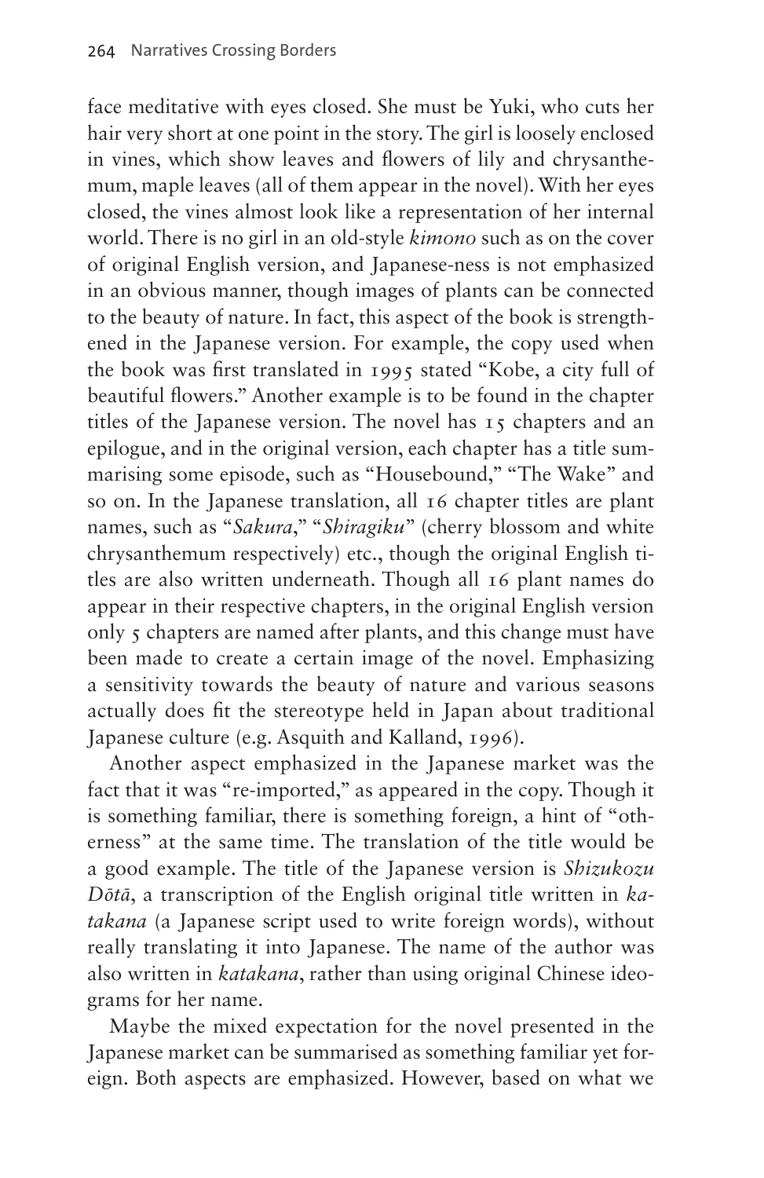face meditative with eyes closed. She must be Yuki, who cuts her hair very short at one point in the story. The girl is loosely enclosed in vines, which show leaves and flowers of lily and chrysanthemum, maple leaves (all of them appear in the novel). With her eyes closed, the vines almost look like a representation of her internal world. There is no girl in an old-style *kimono* such as on the cover of original English version, and Japanese-ness is not emphasized in an obvious manner, though images of plants can be connected to the beauty of nature. In fact, this aspect of the book is strengthened in the Japanese version. For example, the copy used when the book was first translated in 1995 stated "Kobe, a city full of beautiful flowers." Another example is to be found in the chapter titles of the Japanese version. The novel has 15 chapters and an epilogue, and in the original version, each chapter has a title summarising some episode, such as "Housebound," "The Wake" and so on. In the Japanese translation, all 16 chapter titles are plant names, such as "*Sakura*," "*Shiragiku*" (cherry blossom and white chrysanthemum respectively) etc., though the original English titles are also written underneath. Though all 16 plant names do appear in their respective chapters, in the original English version only 5 chapters are named after plants, and this change must have been made to create a certain image of the novel. Emphasizing a sensitivity towards the beauty of nature and various seasons actually does fit the stereotype held in Japan about traditional Japanese culture (e.g. Asquith and Kalland, 1996).

Another aspect emphasized in the Japanese market was the fact that it was "re-imported," as appeared in the copy. Though it is something familiar, there is something foreign, a hint of "otherness" at the same time. The translation of the title would be a good example. The title of the Japanese version is *Shizukozu Dōtā*, a transcription of the English original title written in *katakana* (a Japanese script used to write foreign words), without really translating it into Japanese. The name of the author was also written in *katakana*, rather than using original Chinese ideograms for her name.

Maybe the mixed expectation for the novel presented in the Japanese market can be summarised as something familiar yet foreign. Both aspects are emphasized. However, based on what we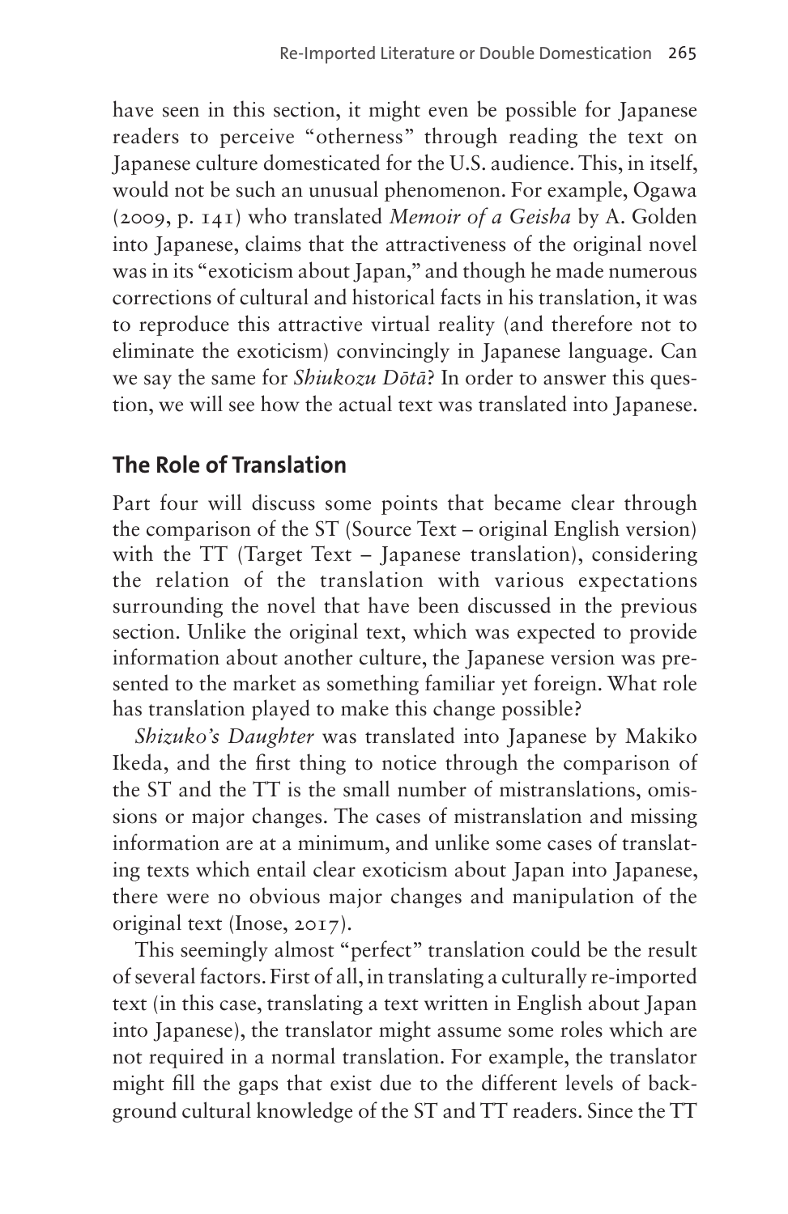have seen in this section, it might even be possible for Japanese readers to perceive "otherness" through reading the text on Japanese culture domesticated for the U.S. audience. This, in itself, would not be such an unusual phenomenon. For example, Ogawa (2009, p. 141) who translated *Memoir of a Geisha* by A. Golden into Japanese, claims that the attractiveness of the original novel was in its "exoticism about Japan," and though he made numerous corrections of cultural and historical facts in his translation, it was to reproduce this attractive virtual reality (and therefore not to eliminate the exoticism) convincingly in Japanese language. Can we say the same for *Shiukozu Dōtā*? In order to answer this question, we will see how the actual text was translated into Japanese.

## The Role of Translation

Part four will discuss some points that became clear through the comparison of the ST (Source Text – original English version) with the TT (Target Text – Japanese translation), considering the relation of the translation with various expectations surrounding the novel that have been discussed in the previous section. Unlike the original text, which was expected to provide information about another culture, the Japanese version was presented to the market as something familiar yet foreign. What role has translation played to make this change possible?

*Shizuko's Daughter* was translated into Japanese by Makiko Ikeda, and the first thing to notice through the comparison of the ST and the TT is the small number of mistranslations, omissions or major changes. The cases of mistranslation and missing information are at a minimum, and unlike some cases of translating texts which entail clear exoticism about Japan into Japanese, there were no obvious major changes and manipulation of the original text (Inose, 2017).

This seemingly almost "perfect" translation could be the result of several factors. First of all, in translating a culturally re-imported text (in this case, translating a text written in English about Japan into Japanese), the translator might assume some roles which are not required in a normal translation. For example, the translator might fill the gaps that exist due to the different levels of background cultural knowledge of the ST and TT readers. Since the TT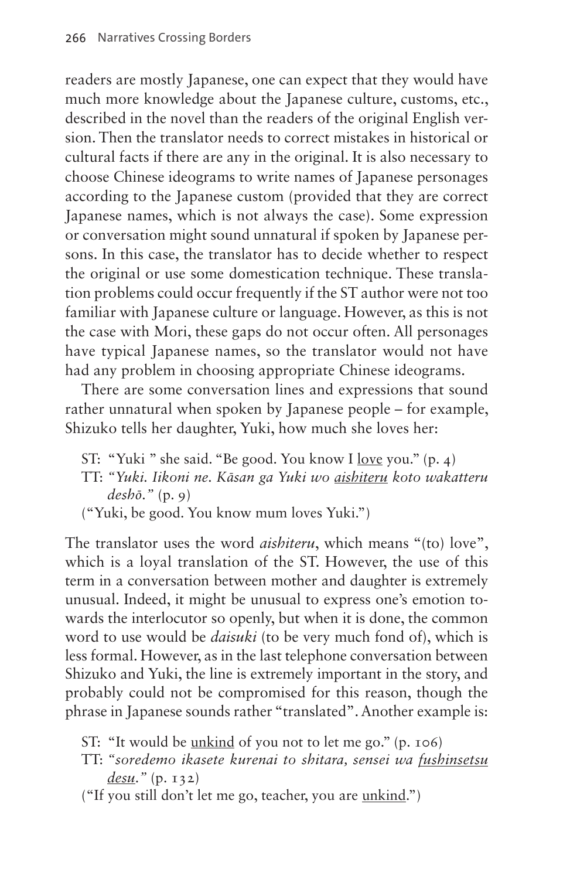readers are mostly Japanese, one can expect that they would have much more knowledge about the Japanese culture, customs, etc., described in the novel than the readers of the original English version. Then the translator needs to correct mistakes in historical or cultural facts if there are any in the original. It is also necessary to choose Chinese ideograms to write names of Japanese personages according to the Japanese custom (provided that they are correct Japanese names, which is not always the case). Some expression or conversation might sound unnatural if spoken by Japanese persons. In this case, the translator has to decide whether to respect the original or use some domestication technique. These translation problems could occur frequently if the ST author were not too familiar with Japanese culture or language. However, as this is not the case with Mori, these gaps do not occur often. All personages have typical Japanese names, so the translator would not have had any problem in choosing appropriate Chinese ideograms.

There are some conversation lines and expressions that sound rather unnatural when spoken by Japanese people – for example, Shizuko tells her daughter, Yuki, how much she loves her:

> ST: "Yuki " she said. "Be good. You know I <u>love</u> you." (p. 4)
> TT: *"Yuki. Iikoni ne. Kāsan ga Yuki wo <u>aishiteru</u> koto wakatteru deshō."* (p. 9)
> ("Yuki, be good. You know mum loves Yuki.")

The translator uses the word *aishiteru*, which means "(to) love", which is a loyal translation of the ST. However, the use of this term in a conversation between mother and daughter is extremely unusual. Indeed, it might be unusual to express one's emotion towards the interlocutor so openly, but when it is done, the common word to use would be *daisuki* (to be very much fond of), which is less formal. However, as in the last telephone conversation between Shizuko and Yuki, the line is extremely important in the story, and probably could not be compromised for this reason, though the phrase in Japanese sounds rather "translated". Another example is:

> ST: "It would be <u>unkind</u> of you not to let me go." (p. 106)
> TT: *"soredemo ikasete kurenai to shitara, sensei wa <u>fushinsetsu desu</u>."* (p. 132)
> ("If you still don't let me go, teacher, you are <u>unkind</u>.")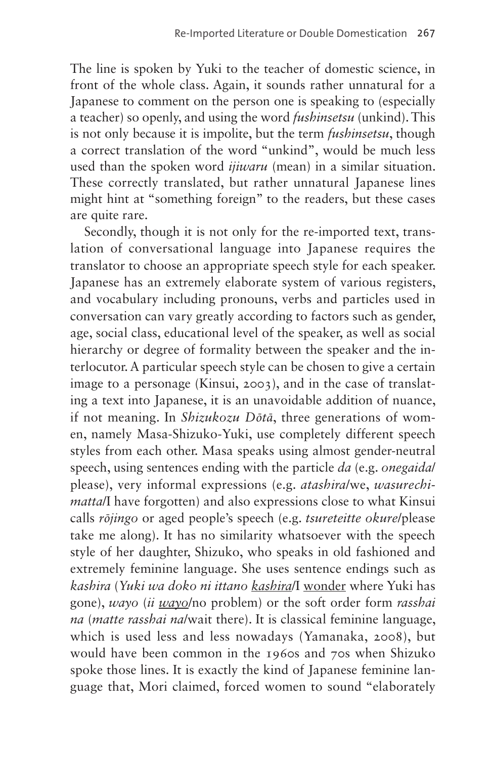The line is spoken by Yuki to the teacher of domestic science, in front of the whole class. Again, it sounds rather unnatural for a Japanese to comment on the person one is speaking to (especially a teacher) so openly, and using the word *fushinsetsu* (unkind). This is not only because it is impolite, but the term *fushinsetsu*, though a correct translation of the word "unkind", would be much less used than the spoken word *ijiwaru* (mean) in a similar situation. These correctly translated, but rather unnatural Japanese lines might hint at "something foreign" to the readers, but these cases are quite rare.

Secondly, though it is not only for the re-imported text, translation of conversational language into Japanese requires the translator to choose an appropriate speech style for each speaker. Japanese has an extremely elaborate system of various registers, and vocabulary including pronouns, verbs and particles used in conversation can vary greatly according to factors such as gender, age, social class, educational level of the speaker, as well as social hierarchy or degree of formality between the speaker and the interlocutor. A particular speech style can be chosen to give a certain image to a personage (Kinsui, 2003), and in the case of translating a text into Japanese, it is an unavoidable addition of nuance, if not meaning. In *Shizukozu Dōtā*, three generations of women, namely Masa-Shizuko-Yuki, use completely different speech styles from each other. Masa speaks using almost gender-neutral speech, using sentences ending with the particle *da* (e.g. *onegaida*/please), very informal expressions (e.g. *atashira*/we, *wasurechimatta*/I have forgotten) and also expressions close to what Kinsui calls *rōjingo* or aged people's speech (e.g. *tsureteitte okure*/please take me along). It has no similarity whatsoever with the speech style of her daughter, Shizuko, who speaks in old fashioned and extremely feminine language. She uses sentence endings such as *kashira* (*Yuki wa doko ni ittano* <u>*kashira*</u>/I <u>wonder</u> where Yuki has gone), *wayo* (*ii* <u>*wayo*</u>/no problem) or the soft order form *rasshai na* (*matte rasshai na*/wait there). It is classical feminine language, which is used less and less nowadays (Yamanaka, 2008), but would have been common in the 1960s and 70s when Shizuko spoke those lines. It is exactly the kind of Japanese feminine language that, Mori claimed, forced women to sound "elaborately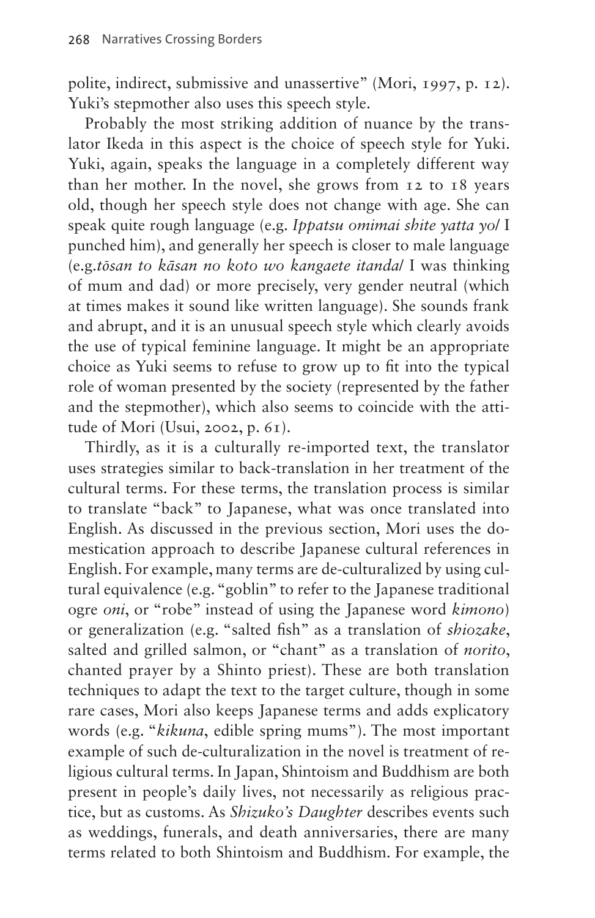polite, indirect, submissive and unassertive" (Mori, 1997, p. 12). Yuki's stepmother also uses this speech style.

Probably the most striking addition of nuance by the translator Ikeda in this aspect is the choice of speech style for Yuki. Yuki, again, speaks the language in a completely different way than her mother. In the novel, she grows from 12 to 18 years old, though her speech style does not change with age. She can speak quite rough language (e.g. *Ippatsu omimai shite yatta yo*/ I punched him), and generally her speech is closer to male language (e.g.*tōsan to kāsan no koto wo kangaete itanda*/ I was thinking of mum and dad) or more precisely, very gender neutral (which at times makes it sound like written language). She sounds frank and abrupt, and it is an unusual speech style which clearly avoids the use of typical feminine language. It might be an appropriate choice as Yuki seems to refuse to grow up to fit into the typical role of woman presented by the society (represented by the father and the stepmother), which also seems to coincide with the attitude of Mori (Usui, 2002, p. 61).

Thirdly, as it is a culturally re-imported text, the translator uses strategies similar to back-translation in her treatment of the cultural terms. For these terms, the translation process is similar to translate "back" to Japanese, what was once translated into English. As discussed in the previous section, Mori uses the domestication approach to describe Japanese cultural references in English. For example, many terms are de-culturalized by using cultural equivalence (e.g. "goblin" to refer to the Japanese traditional ogre *oni*, or "robe" instead of using the Japanese word *kimono*) or generalization (e.g. "salted fish" as a translation of *shiozake*, salted and grilled salmon, or "chant" as a translation of *norito*, chanted prayer by a Shinto priest). These are both translation techniques to adapt the text to the target culture, though in some rare cases, Mori also keeps Japanese terms and adds explicatory words (e.g. "*kikuna*, edible spring mums"). The most important example of such de-culturalization in the novel is treatment of religious cultural terms. In Japan, Shintoism and Buddhism are both present in people's daily lives, not necessarily as religious practice, but as customs. As *Shizuko's Daughter* describes events such as weddings, funerals, and death anniversaries, there are many terms related to both Shintoism and Buddhism. For example, the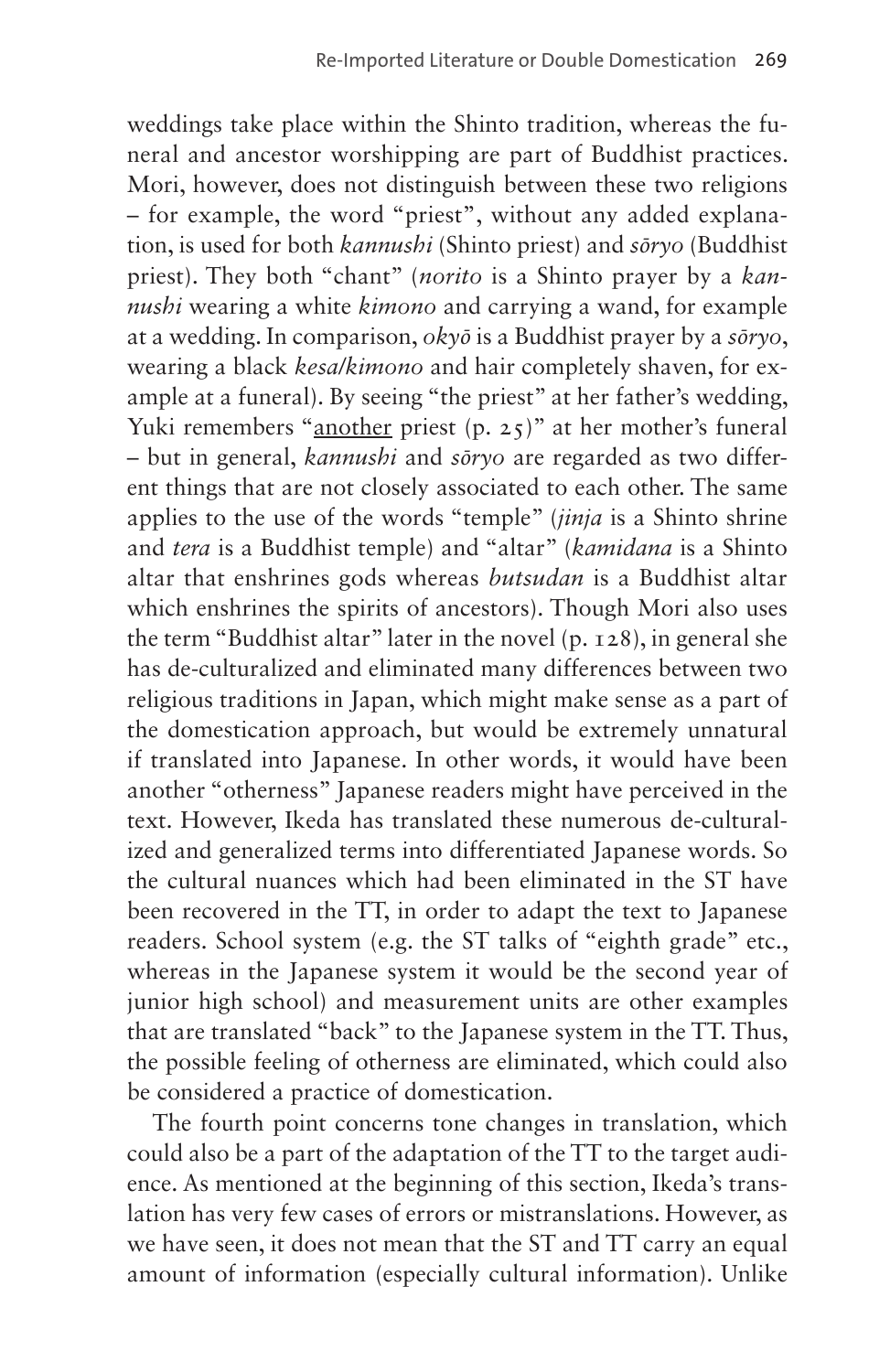weddings take place within the Shinto tradition, whereas the funeral and ancestor worshipping are part of Buddhist practices. Mori, however, does not distinguish between these two religions – for example, the word "priest", without any added explanation, is used for both *kannushi* (Shinto priest) and *sōryo* (Buddhist priest). They both "chant" (*norito* is a Shinto prayer by a *kannushi* wearing a white *kimono* and carrying a wand, for example at a wedding. In comparison, *okyō* is a Buddhist prayer by a *sōryo*, wearing a black *kesa/kimono* and hair completely shaven, for example at a funeral). By seeing "the priest" at her father's wedding, Yuki remembers "<u>another</u> priest (p. 25)" at her mother's funeral – but in general, *kannushi* and *sōryo* are regarded as two different things that are not closely associated to each other. The same applies to the use of the words "temple" (*jinja* is a Shinto shrine and *tera* is a Buddhist temple) and "altar" (*kamidana* is a Shinto altar that enshrines gods whereas *butsudan* is a Buddhist altar which enshrines the spirits of ancestors). Though Mori also uses the term "Buddhist altar" later in the novel (p. 128), in general she has de-culturalized and eliminated many differences between two religious traditions in Japan, which might make sense as a part of the domestication approach, but would be extremely unnatural if translated into Japanese. In other words, it would have been another "otherness" Japanese readers might have perceived in the text. However, Ikeda has translated these numerous de-culturalized and generalized terms into differentiated Japanese words. So the cultural nuances which had been eliminated in the ST have been recovered in the TT, in order to adapt the text to Japanese readers. School system (e.g. the ST talks of "eighth grade" etc., whereas in the Japanese system it would be the second year of junior high school) and measurement units are other examples that are translated "back" to the Japanese system in the TT. Thus, the possible feeling of otherness are eliminated, which could also be considered a practice of domestication.

The fourth point concerns tone changes in translation, which could also be a part of the adaptation of the TT to the target audience. As mentioned at the beginning of this section, Ikeda's translation has very few cases of errors or mistranslations. However, as we have seen, it does not mean that the ST and TT carry an equal amount of information (especially cultural information). Unlike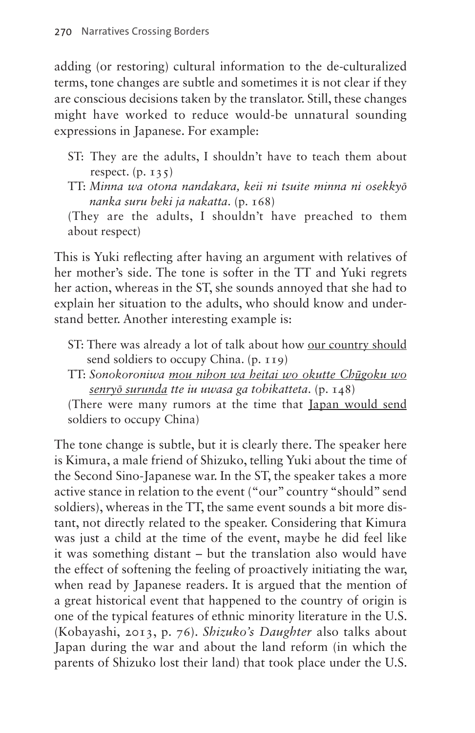adding (or restoring) cultural information to the de-culturalized terms, tone changes are subtle and sometimes it is not clear if they are conscious decisions taken by the translator. Still, these changes might have worked to reduce would-be unnatural sounding expressions in Japanese. For example:

> ST: They are the adults, I shouldn't have to teach them about respect. (p. 135)
>
> TT: *Minna wa otona nandakara, keii ni tsuite minna ni osekkyō nanka suru beki ja nakatta.* (p. 168)

(They are the adults, I shouldn't have preached to them about respect)

This is Yuki reflecting after having an argument with relatives of her mother's side. The tone is softer in the TT and Yuki regrets her action, whereas in the ST, she sounds annoyed that she had to explain her situation to the adults, who should know and understand better. Another interesting example is:

> ST: There was already a lot of talk about how <u>our country should</u> send soldiers to occupy China. (p. 119)
>
> TT: *Sonokoroniwa <u>mou nihon wa heitai wo okutte Chūgoku wo senryō surunda</u> tte iu uwasa ga tobikatteta.* (p. 148)

(There were many rumors at the time that <u>Japan would send</u> soldiers to occupy China)

The tone change is subtle, but it is clearly there. The speaker here is Kimura, a male friend of Shizuko, telling Yuki about the time of the Second Sino-Japanese war. In the ST, the speaker takes a more active stance in relation to the event ("our" country "should" send soldiers), whereas in the TT, the same event sounds a bit more distant, not directly related to the speaker. Considering that Kimura was just a child at the time of the event, maybe he did feel like it was something distant – but the translation also would have the effect of softening the feeling of proactively initiating the war, when read by Japanese readers. It is argued that the mention of a great historical event that happened to the country of origin is one of the typical features of ethnic minority literature in the U.S. (Kobayashi, 2013, p. 76). *Shizuko's Daughter* also talks about Japan during the war and about the land reform (in which the parents of Shizuko lost their land) that took place under the U.S.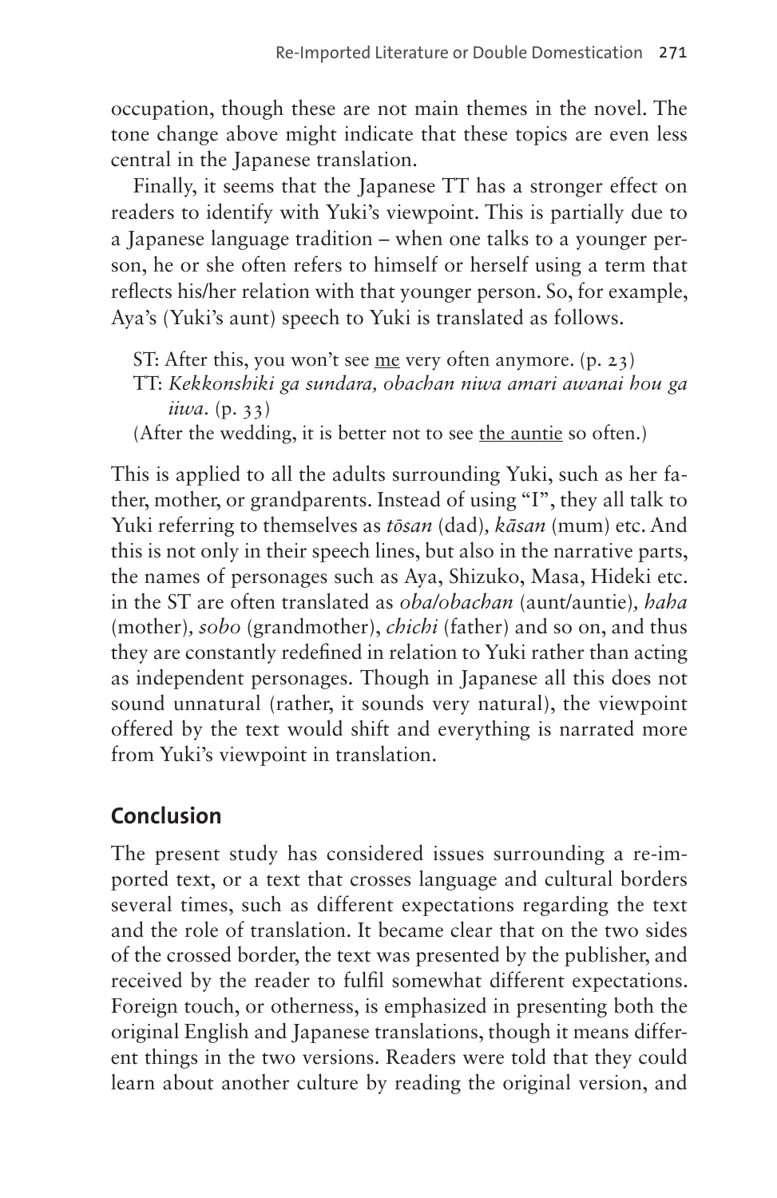occupation, though these are not main themes in the novel. The tone change above might indicate that these topics are even less central in the Japanese translation.

Finally, it seems that the Japanese TT has a stronger effect on readers to identify with Yuki's viewpoint. This is partially due to a Japanese language tradition – when one talks to a younger person, he or she often refers to himself or herself using a term that reflects his/her relation with that younger person. So, for example, Aya's (Yuki's aunt) speech to Yuki is translated as follows.

> ST: After this, you won't see <u>me</u> very often anymore. (p. 23)
> TT: *Kekkonshiki ga sundara, obachan niwa amari awanai hou ga iiwa.* (p. 33)
> (After the wedding, it is better not to see <u>the auntie</u> so often.)

This is applied to all the adults surrounding Yuki, such as her father, mother, or grandparents. Instead of using "I", they all talk to Yuki referring to themselves as *tōsan* (dad), *kāsan* (mum) etc. And this is not only in their speech lines, but also in the narrative parts, the names of personages such as Aya, Shizuko, Masa, Hideki etc. in the ST are often translated as *oba/obachan* (aunt/auntie), *haha* (mother), *sobo* (grandmother), *chichi* (father) and so on, and thus they are constantly redefined in relation to Yuki rather than acting as independent personages. Though in Japanese all this does not sound unnatural (rather, it sounds very natural), the viewpoint offered by the text would shift and everything is narrated more from Yuki's viewpoint in translation.

## Conclusion

The present study has considered issues surrounding a re-imported text, or a text that crosses language and cultural borders several times, such as different expectations regarding the text and the role of translation. It became clear that on the two sides of the crossed border, the text was presented by the publisher, and received by the reader to fulfil somewhat different expectations. Foreign touch, or otherness, is emphasized in presenting both the original English and Japanese translations, though it means different things in the two versions. Readers were told that they could learn about another culture by reading the original version, and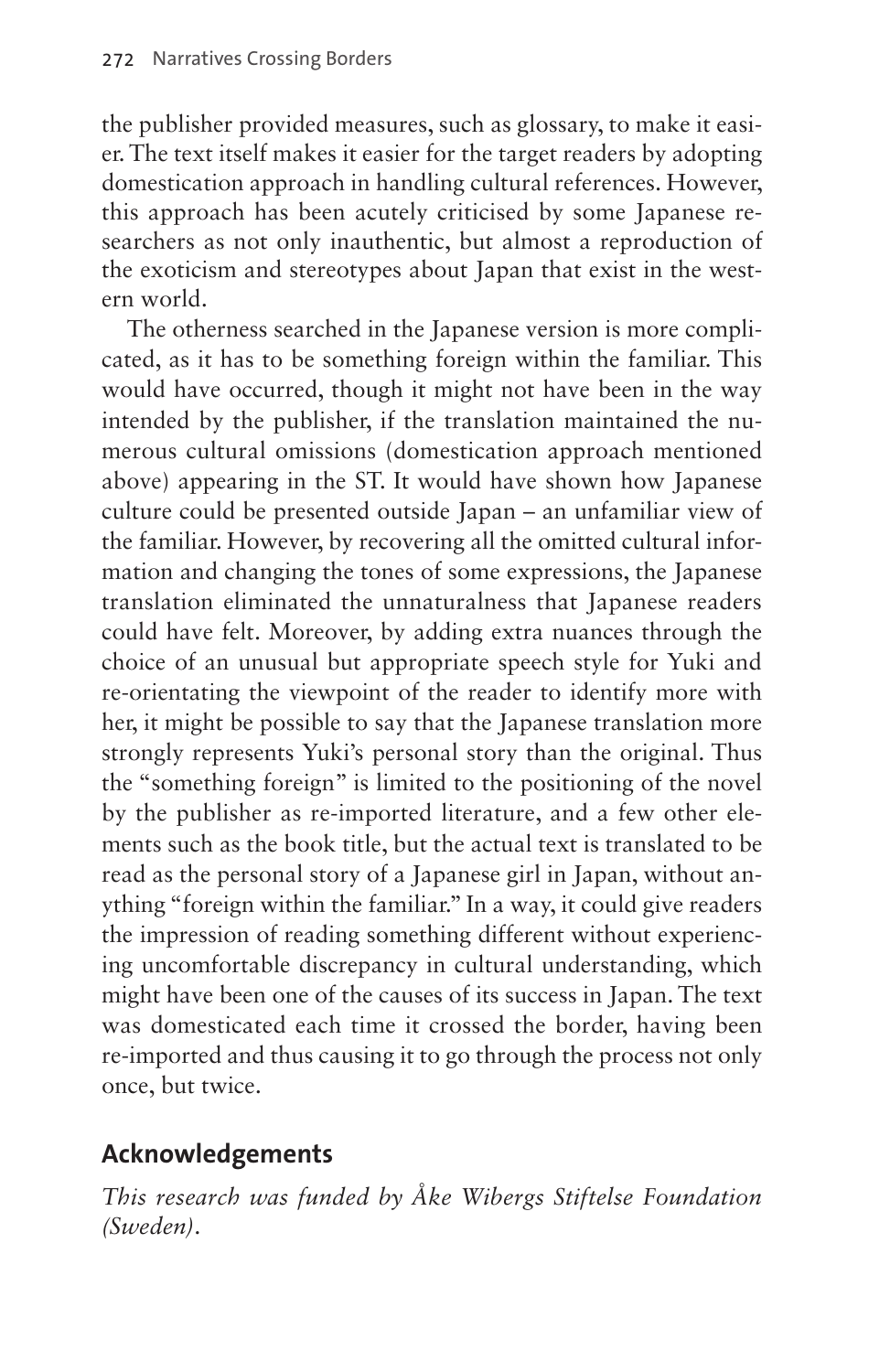the publisher provided measures, such as glossary, to make it easier. The text itself makes it easier for the target readers by adopting domestication approach in handling cultural references. However, this approach has been acutely criticised by some Japanese researchers as not only inauthentic, but almost a reproduction of the exoticism and stereotypes about Japan that exist in the western world.

The otherness searched in the Japanese version is more complicated, as it has to be something foreign within the familiar. This would have occurred, though it might not have been in the way intended by the publisher, if the translation maintained the numerous cultural omissions (domestication approach mentioned above) appearing in the ST. It would have shown how Japanese culture could be presented outside Japan – an unfamiliar view of the familiar. However, by recovering all the omitted cultural information and changing the tones of some expressions, the Japanese translation eliminated the unnaturalness that Japanese readers could have felt. Moreover, by adding extra nuances through the choice of an unusual but appropriate speech style for Yuki and re-orientating the viewpoint of the reader to identify more with her, it might be possible to say that the Japanese translation more strongly represents Yuki's personal story than the original. Thus the "something foreign" is limited to the positioning of the novel by the publisher as re-imported literature, and a few other elements such as the book title, but the actual text is translated to be read as the personal story of a Japanese girl in Japan, without anything "foreign within the familiar." In a way, it could give readers the impression of reading something different without experiencing uncomfortable discrepancy in cultural understanding, which might have been one of the causes of its success in Japan. The text was domesticated each time it crossed the border, having been re-imported and thus causing it to go through the process not only once, but twice.

## Acknowledgements

*This research was funded by Åke Wibergs Stiftelse Foundation (Sweden).*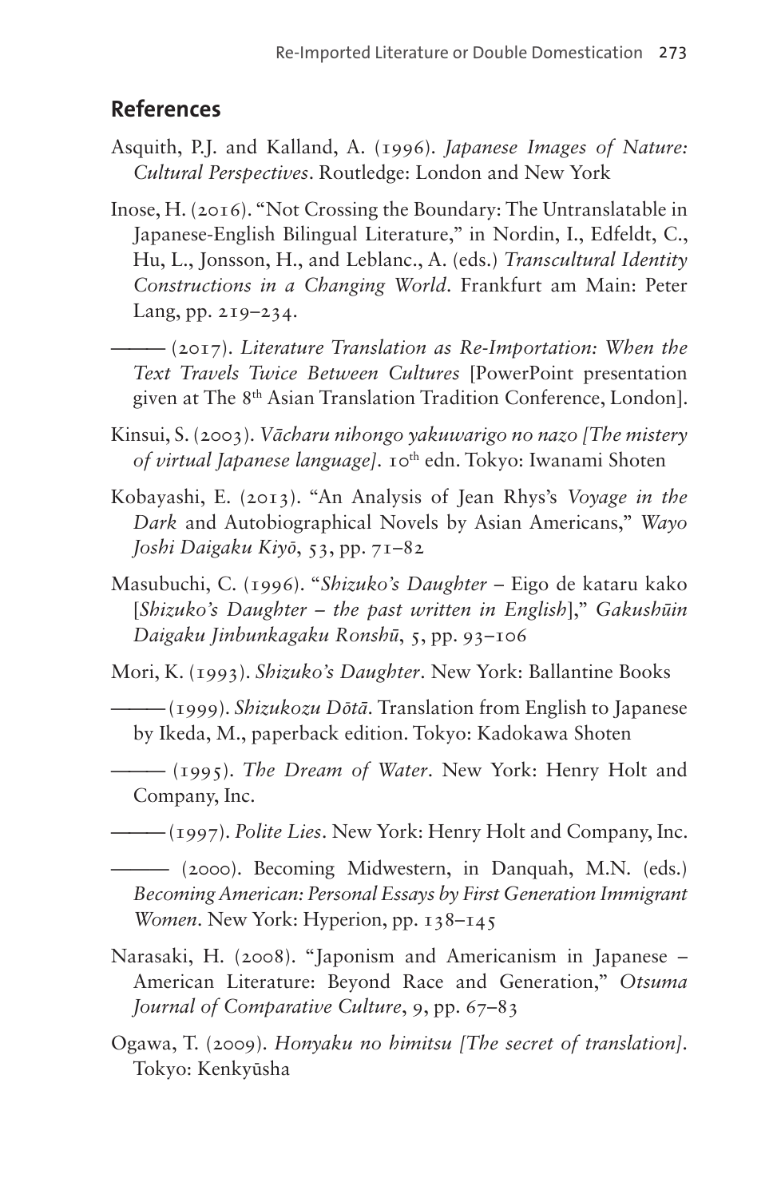## References

Asquith, P.J. and Kalland, A. (1996). *Japanese Images of Nature: Cultural Perspectives*. Routledge: London and New York

Inose, H. (2016). "Not Crossing the Boundary: The Untranslatable in Japanese-English Bilingual Literature," in Nordin, I., Edfeldt, C., Hu, L., Jonsson, H., and Leblanc., A. (eds.) *Transcultural Identity Constructions in a Changing World*. Frankfurt am Main: Peter Lang, pp. 219–234.

——— (2017). *Literature Translation as Re-Importation: When the Text Travels Twice Between Cultures* [PowerPoint presentation given at The 8th Asian Translation Tradition Conference, London].

Kinsui, S. (2003). *Vācharu nihongo yakuwarigo no nazo [The mistery of virtual Japanese language]*. 10th edn. Tokyo: Iwanami Shoten

Kobayashi, E. (2013). "An Analysis of Jean Rhys's *Voyage in the Dark* and Autobiographical Novels by Asian Americans," *Wayo Joshi Daigaku Kiyō*, 53, pp. 71–82

Masubuchi, C. (1996). "*Shizuko's Daughter* – Eigo de kataru kako [*Shizuko's Daughter – the past written in English*]," *Gakushūin Daigaku Jinbunkagaku Ronshū*, 5, pp. 93–106

Mori, K. (1993). *Shizuko's Daughter*. New York: Ballantine Books

——— (1999). *Shizukozu Dōtā*. Translation from English to Japanese by Ikeda, M., paperback edition. Tokyo: Kadokawa Shoten

——— (1995). *The Dream of Water*. New York: Henry Holt and Company, Inc.

——— (1997). *Polite Lies*. New York: Henry Holt and Company, Inc.

——— (2000). Becoming Midwestern, in Danquah, M.N. (eds.) *Becoming American: Personal Essays by First Generation Immigrant Women*. New York: Hyperion, pp. 138–145

Narasaki, H. (2008). "Japonism and Americanism in Japanese – American Literature: Beyond Race and Generation," *Otsuma Journal of Comparative Culture*, 9, pp. 67–83

Ogawa, T. (2009). *Honyaku no himitsu [The secret of translation]*. Tokyo: Kenkyūsha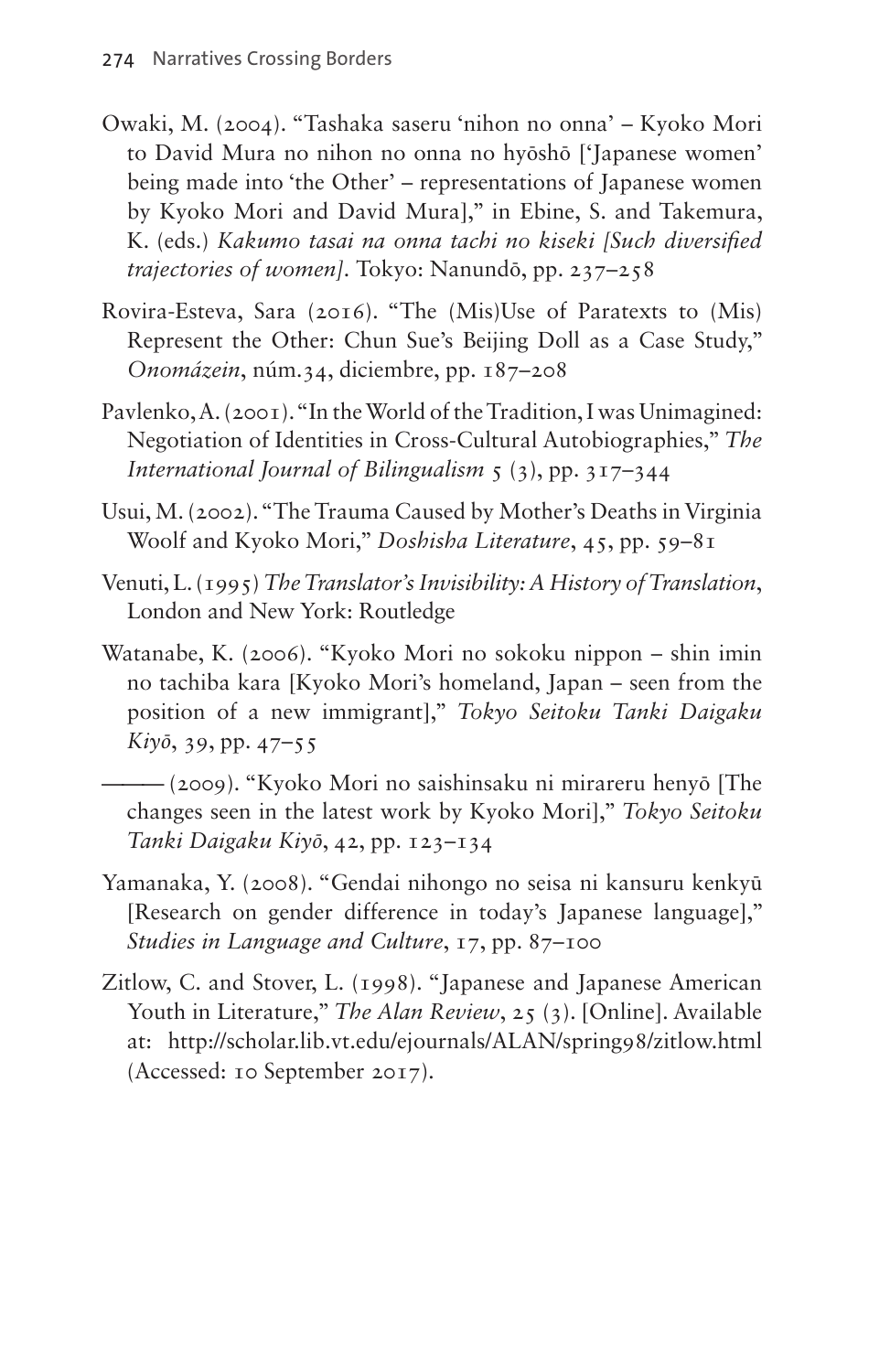Owaki, M. (2004). "Tashaka saseru 'nihon no onna' – Kyoko Mori to David Mura no nihon no onna no hyōshō ['Japanese women' being made into 'the Other' – representations of Japanese women by Kyoko Mori and David Mura]," in Ebine, S. and Takemura, K. (eds.) *Kakumo tasai na onna tachi no kiseki [Such diversified trajectories of women]*. Tokyo: Nanundō, pp. 237–258

Rovira-Esteva, Sara (2016). "The (Mis)Use of Paratexts to (Mis) Represent the Other: Chun Sue's Beijing Doll as a Case Study," *Onomázein*, núm.34, diciembre, pp. 187–208

Pavlenko, A. (2001). "In the World of the Tradition, I was Unimagined: Negotiation of Identities in Cross-Cultural Autobiographies," *The International Journal of Bilingualism* 5 (3), pp. 317–344

Usui, M. (2002). "The Trauma Caused by Mother's Deaths in Virginia Woolf and Kyoko Mori," *Doshisha Literature*, 45, pp. 59–81

Venuti, L. (1995) *The Translator's Invisibility: A History of Translation*, London and New York: Routledge

Watanabe, K. (2006). "Kyoko Mori no sokoku nippon – shin imin no tachiba kara [Kyoko Mori's homeland, Japan – seen from the position of a new immigrant]," *Tokyo Seitoku Tanki Daigaku Kiyō*, 39, pp. 47–55

——— (2009). "Kyoko Mori no saishinsaku ni mirareru henyō [The changes seen in the latest work by Kyoko Mori]," *Tokyo Seitoku Tanki Daigaku Kiyō*, 42, pp. 123–134

Yamanaka, Y. (2008). "Gendai nihongo no seisa ni kansuru kenkyū [Research on gender difference in today's Japanese language]," *Studies in Language and Culture*, 17, pp. 87–100

Zitlow, C. and Stover, L. (1998). "Japanese and Japanese American Youth in Literature," *The Alan Review*, 25 (3). [Online]. Available at: http://scholar.lib.vt.edu/ejournals/ALAN/spring98/zitlow.html (Accessed: 10 September 2017).